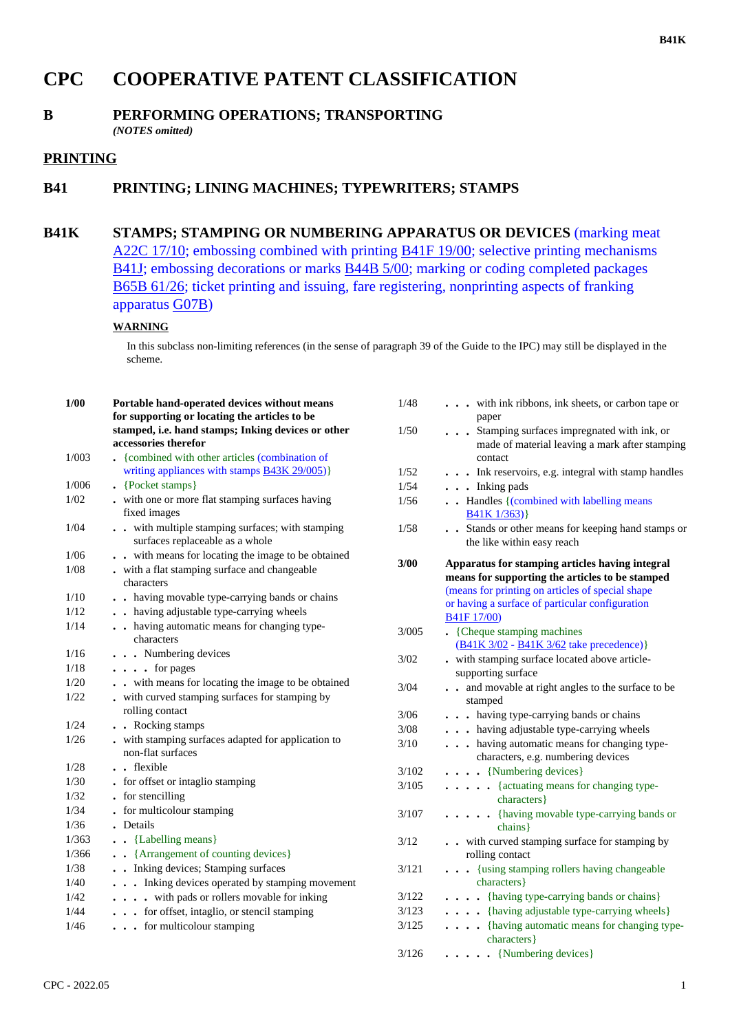# CPC COOPERATIVE PATENT CLASSIFICATION

## B PERFORMING OPERATIONS; TRANSPORTING

*(NOTES omitted)*

## PRINTING

## B41 PRINTING; LINING MACHINES; TYPEWRITERS; STAMPS

## B41K STAMPS; STAMPING OR NUMBERING APPARATUS OR DEVICES (marking meat A22C 17/10; embossing combined with printing B41F 19/00; selective printing mechanisms B41J; embossing decorations or marks B44B 5/00; marking or coding completed packages B65B 61/26; ticket printing and issuing, fare registering, nonprinting aspects of franking apparatus G07B)

**WARNING**

In this subclass non-limiting references (in the sense of paragraph 39 of the Guide to the IPC) may still be displayed in the scheme.

| | |
|---|---|
| **1/00** | **Portable hand-operated devices without means for supporting or locating the articles to be stamped, i.e. hand stamps; Inking devices or other accessories therefor** |
| 1/003 | . {combined with other articles (combination of writing appliances with stamps B43K 29/005)} |
| 1/006 | . {Pocket stamps} |
| 1/02 | . with one or more flat stamping surfaces having fixed images |
| 1/04 | . . with multiple stamping surfaces; with stamping surfaces replaceable as a whole |
| 1/06 | . . with means for locating the image to be obtained |
| 1/08 | . with a flat stamping surface and changeable characters |
| 1/10 | . . having movable type-carrying bands or chains |
| 1/12 | . . having adjustable type-carrying wheels |
| 1/14 | . . having automatic means for changing type-characters |
| 1/16 | . . . Numbering devices |
| 1/18 | . . . . for pages |
| 1/20 | . . with means for locating the image to be obtained |
| 1/22 | . with curved stamping surfaces for stamping by rolling contact |
| 1/24 | . . Rocking stamps |
| 1/26 | . with stamping surfaces adapted for application to non-flat surfaces |
| 1/28 | . . flexible |
| 1/30 | . for offset or intaglio stamping |
| 1/32 | . for stencilling |
| 1/34 | . for multicolour stamping |
| 1/36 | . Details |
| 1/363 | . . {Labelling means} |
| 1/366 | . . {Arrangement of counting devices} |
| 1/38 | . . Inking devices; Stamping surfaces |
| 1/40 | . . . Inking devices operated by stamping movement |
| 1/42 | . . . . with pads or rollers movable for inking |
| 1/44 | . . . for offset, intaglio, or stencil stamping |
| 1/46 | . . . for multicolour stamping |
| 1/48 | . . . with ink ribbons, ink sheets, or carbon tape or paper |
| 1/50 | . . . Stamping surfaces impregnated with ink, or made of material leaving a mark after stamping contact |
| 1/52 | . . . Ink reservoirs, e.g. integral with stamp handles |
| 1/54 | . . . Inking pads |
| 1/56 | . . Handles {(combined with labelling means B41K 1/363)} |
| 1/58 | . . Stands or other means for keeping hand stamps or the like within easy reach |
| **3/00** | **Apparatus for stamping articles having integral means for supporting the articles to be stamped** (means for printing on articles of special shape or having a surface of particular configuration B41F 17/00) |
| 3/005 | . {Cheque stamping machines (B41K 3/02 - B41K 3/62 take precedence)} |
| 3/02 | . with stamping surface located above article-supporting surface |
| 3/04 | . . and movable at right angles to the surface to be stamped |
| 3/06 | . . . having type-carrying bands or chains |
| 3/08 | . . . having adjustable type-carrying wheels |
| 3/10 | . . . having automatic means for changing type-characters, e.g. numbering devices |
| 3/102 | . . . . {Numbering devices} |
| 3/105 | . . . . . {actuating means for changing type-characters} |
| 3/107 | . . . . . {having movable type-carrying bands or chains} |
| 3/12 | . . with curved stamping surface for stamping by rolling contact |
| 3/121 | . . . {using stamping rollers having changeable characters} |
| 3/122 | . . . . {having type-carrying bands or chains} |
| 3/123 | . . . . {having adjustable type-carrying wheels} |
| 3/125 | . . . . {having automatic means for changing type-characters} |
| 3/126 | . . . . . {Numbering devices} |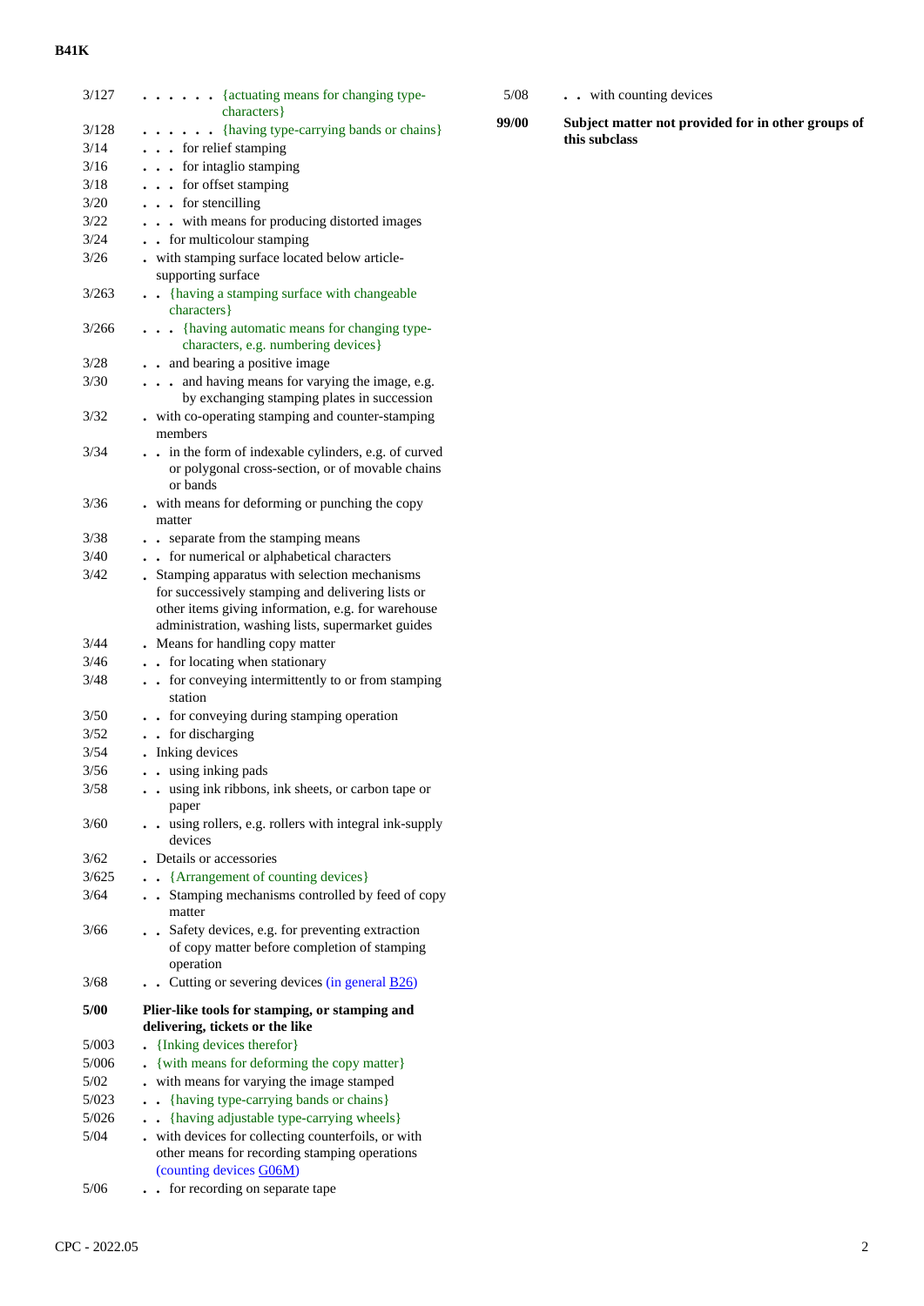| | |
|---|---|
| 3/127 | . . . . . . {actuating means for changing type-characters} |
| 3/128 | . . . . . . {having type-carrying bands or chains} |
| 3/14 | . . . for relief stamping |
| 3/16 | . . . for intaglio stamping |
| 3/18 | . . . for offset stamping |
| 3/20 | . . . for stencilling |
| 3/22 | . . . with means for producing distorted images |
| 3/24 | . . for multicolour stamping |
| 3/26 | . with stamping surface located below article-supporting surface |
| 3/263 | . . {having a stamping surface with changeable characters} |
| 3/266 | . . . {having automatic means for changing type-characters, e.g. numbering devices} |
| 3/28 | . . and bearing a positive image |
| 3/30 | . . . and having means for varying the image, e.g. by exchanging stamping plates in succession |
| 3/32 | . with co-operating stamping and counter-stamping members |
| 3/34 | . . in the form of indexable cylinders, e.g. of curved or polygonal cross-section, or of movable chains or bands |
| 3/36 | . with means for deforming or punching the copy matter |
| 3/38 | . . separate from the stamping means |
| 3/40 | . . for numerical or alphabetical characters |
| 3/42 | . Stamping apparatus with selection mechanisms for successively stamping and delivering lists or other items giving information, e.g. for warehouse administration, washing lists, supermarket guides |
| 3/44 | . Means for handling copy matter |
| 3/46 | . . for locating when stationary |
| 3/48 | . . for conveying intermittently to or from stamping station |
| 3/50 | . . for conveying during stamping operation |
| 3/52 | . . for discharging |
| 3/54 | . Inking devices |
| 3/56 | . . using inking pads |
| 3/58 | . . using ink ribbons, ink sheets, or carbon tape or paper |
| 3/60 | . . using rollers, e.g. rollers with integral ink-supply devices |
| 3/62 | . Details or accessories |
| 3/625 | . . {Arrangement of counting devices} |
| 3/64 | . . Stamping mechanisms controlled by feed of copy matter |
| 3/66 | . . Safety devices, e.g. for preventing extraction of copy matter before completion of stamping operation |
| 3/68 | . . Cutting or severing devices (in general B26) |
| **5/00** | **Plier-like tools for stamping, or stamping and delivering, tickets or the like** |
| 5/003 | . {Inking devices therefor} |
| 5/006 | . {with means for deforming the copy matter} |
| 5/02 | . with means for varying the image stamped |
| 5/023 | . . {having type-carrying bands or chains} |
| 5/026 | . . {having adjustable type-carrying wheels} |
| 5/04 | . with devices for collecting counterfoils, or with other means for recording stamping operations (counting devices G06M) |
| 5/06 | . . for recording on separate tape |
| 5/08 | . . with counting devices |
| **99/00** | **Subject matter not provided for in other groups of this subclass** |